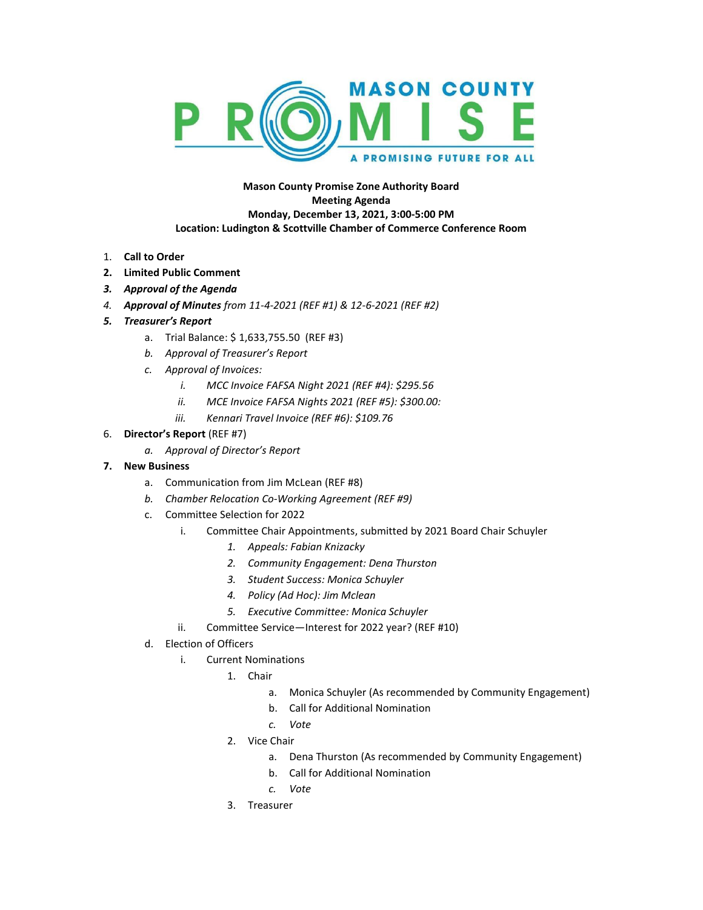MASON COUNTY PROMISE

A PROMISING FUTURE FOR ALL

**Mason County Promise Zone Authority Board**
**Meeting Agenda**
**Monday, December 13, 2021, 3:00-5:00 PM**
**Location: Ludington & Scottville Chamber of Commerce Conference Room**

1. **Call to Order**
2. **Limited Public Comment**
3. ***Approval of the Agenda***
4. ***Approval of Minutes*** *from 11-4-2021 (REF #1) & 12-6-2021 (REF #2)*
5. ***Treasurer's Report***
   a. Trial Balance: $ 1,633,755.50 (REF #3)
   b. *Approval of Treasurer's Report*
   c. *Approval of Invoices:*
      i. *MCC Invoice FAFSA Night 2021 (REF #4): $295.56*
      ii. *MCE Invoice FAFSA Nights 2021 (REF #5): $300.00:*
      iii. *Kennari Travel Invoice (REF #6): $109.76*
6. **Director's Report** (REF #7)
   a. *Approval of Director's Report*
7. **New Business**
   a. Communication from Jim McLean (REF #8)
   b. *Chamber Relocation Co-Working Agreement (REF #9)*
   c. Committee Selection for 2022
      i. Committee Chair Appointments, submitted by 2021 Board Chair Schuyler
         1. *Appeals: Fabian Knizacky*
         2. *Community Engagement: Dena Thurston*
         3. *Student Success: Monica Schuyler*
         4. *Policy (Ad Hoc): Jim Mclean*
         5. *Executive Committee: Monica Schuyler*
      ii. Committee Service—Interest for 2022 year? (REF #10)
   d. Election of Officers
      i. Current Nominations
         1. Chair
            a. Monica Schuyler (As recommended by Community Engagement)
            b. Call for Additional Nomination
            c. *Vote*
         2. Vice Chair
            a. Dena Thurston (As recommended by Community Engagement)
            b. Call for Additional Nomination
            c. *Vote*
         3. Treasurer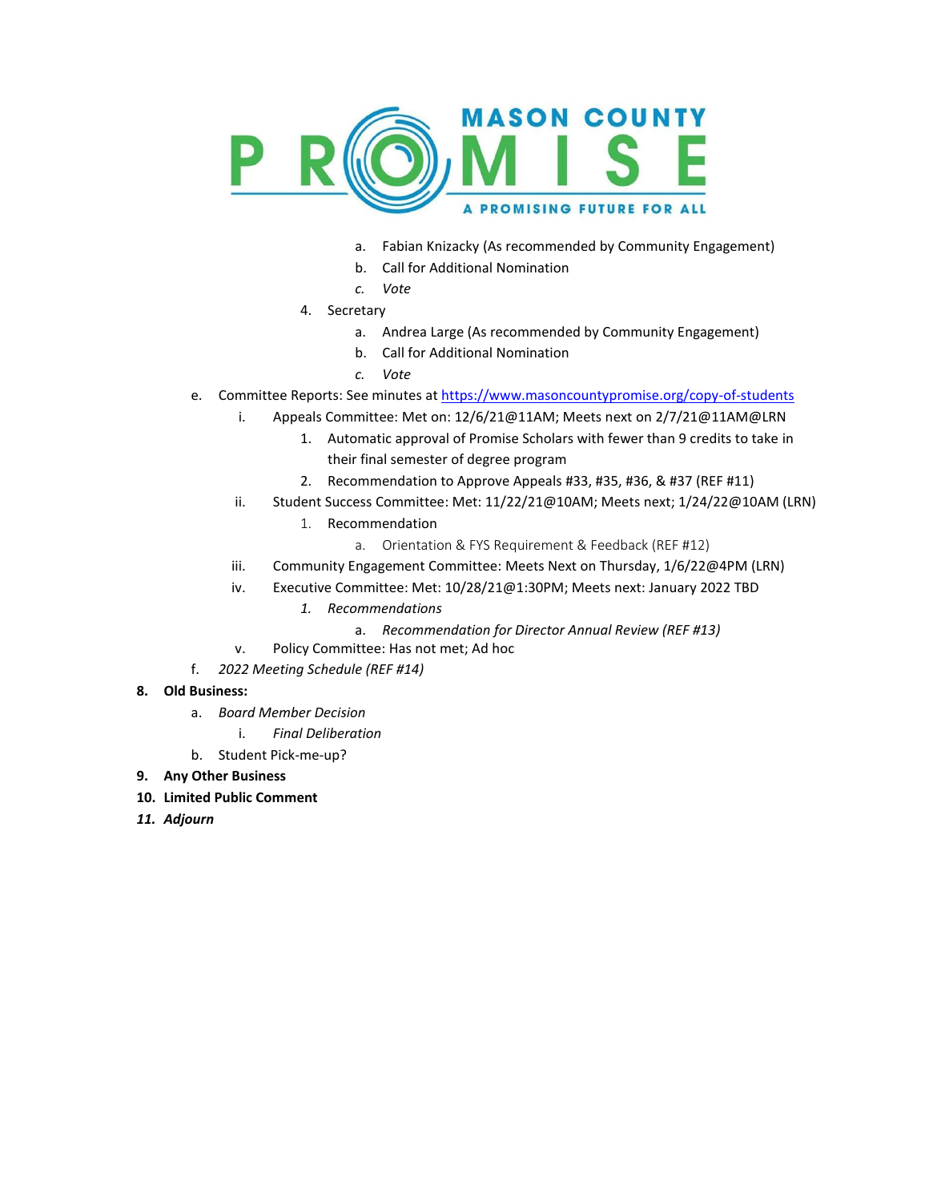MASON COUNTY PROMISE

A PROMISING FUTURE FOR ALL

            a. Fabian Knizacky (As recommended by Community Engagement)
            b. Call for Additional Nomination
            c. *Vote*
        4. Secretary
            a. Andrea Large (As recommended by Community Engagement)
            b. Call for Additional Nomination
            c. *Vote*

    e. Committee Reports: See minutes at https://www.masoncountypromise.org/copy-of-students
        i. Appeals Committee: Met on: 12/6/21@11AM; Meets next on 2/7/21@11AM@LRN
            1. Automatic approval of Promise Scholars with fewer than 9 credits to take in their final semester of degree program
            2. Recommendation to Approve Appeals #33, #35, #36, & #37 (REF #11)
        ii. Student Success Committee: Met: 11/22/21@10AM; Meets next; 1/24/22@10AM (LRN)
            1. Recommendation
                a. Orientation & FYS Requirement & Feedback (REF #12)
        iii. Community Engagement Committee: Meets Next on Thursday, 1/6/22@4PM (LRN)
        iv. Executive Committee: Met: 10/28/21@1:30PM; Meets next: January 2022 TBD
            1. *Recommendations*
                a. *Recommendation for Director Annual Review (REF #13)*
        v. Policy Committee: Has not met; Ad hoc
    f. *2022 Meeting Schedule (REF #14)*

**8. Old Business:**

    a. *Board Member Decision*
        i. *Final Deliberation*
    b. Student Pick-me-up?

**9. Any Other Business**

**10. Limited Public Comment**

***11. Adjourn***